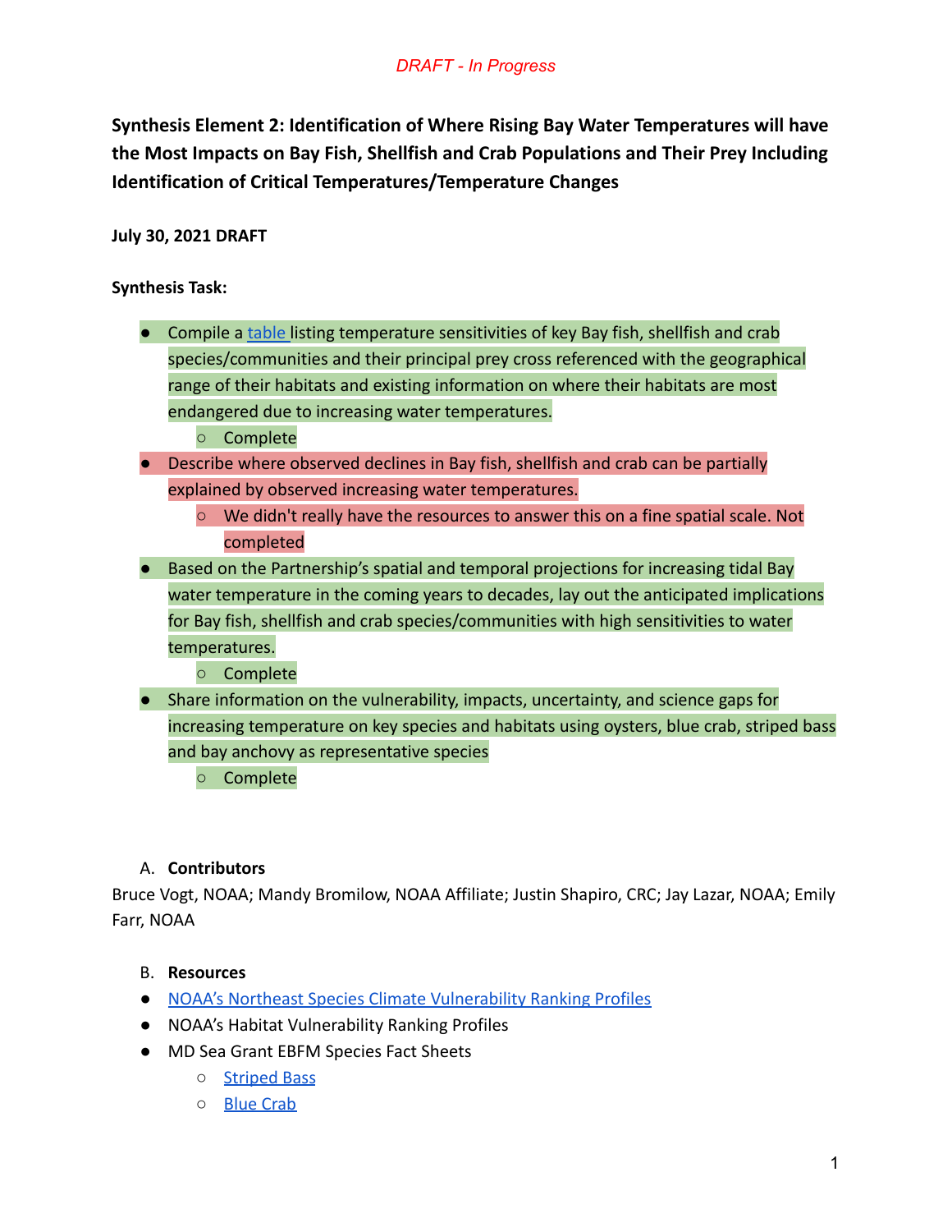*DRAFT - In Progress*

# Synthesis Element 2: Identification of Where Rising Bay Water Temperatures will have the Most Impacts on Bay Fish, Shellfish and Crab Populations and Their Prey Including Identification of Critical Temperatures/Temperature Changes

**July 30, 2021 DRAFT**

**Synthesis Task:**

- Compile a table listing temperature sensitivities of key Bay fish, shellfish and crab species/communities and their principal prey cross referenced with the geographical range of their habitats and existing information on where their habitats are most endangered due to increasing water temperatures.
  - Complete
- Describe where observed declines in Bay fish, shellfish and crab can be partially explained by observed increasing water temperatures.
  - We didn't really have the resources to answer this on a fine spatial scale. Not completed
- Based on the Partnership's spatial and temporal projections for increasing tidal Bay water temperature in the coming years to decades, lay out the anticipated implications for Bay fish, shellfish and crab species/communities with high sensitivities to water temperatures.
  - Complete
- Share information on the vulnerability, impacts, uncertainty, and science gaps for increasing temperature on key species and habitats using oysters, blue crab, striped bass and bay anchovy as representative species
  - Complete

A. **Contributors**

Bruce Vogt, NOAA; Mandy Bromilow, NOAA Affiliate; Justin Shapiro, CRC; Jay Lazar, NOAA; Emily Farr, NOAA

B. **Resources**

- NOAA's Northeast Species Climate Vulnerability Ranking Profiles
- NOAA's Habitat Vulnerability Ranking Profiles
- MD Sea Grant EBFM Species Fact Sheets
  - Striped Bass
  - Blue Crab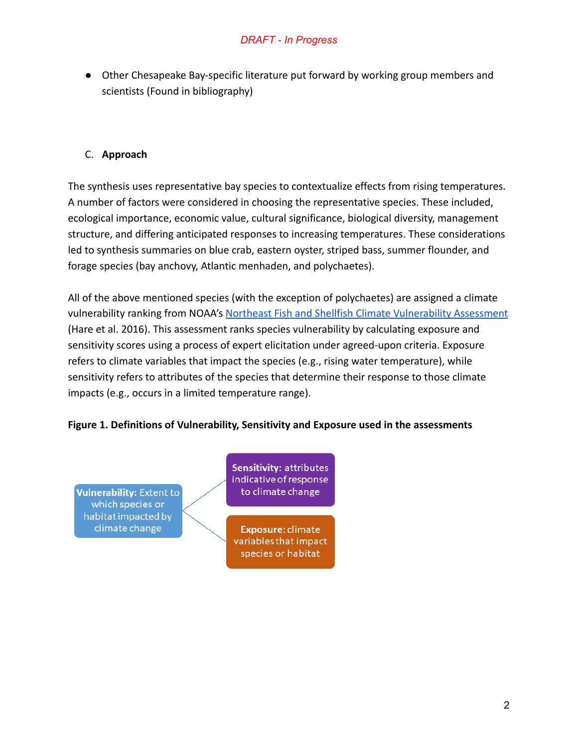- Other Chesapeake Bay-specific literature put forward by working group members and scientists (Found in bibliography)

C. **Approach**

The synthesis uses representative bay species to contextualize effects from rising temperatures. A number of factors were considered in choosing the representative species. These included, ecological importance, economic value, cultural significance, biological diversity, management structure, and differing anticipated responses to increasing temperatures. These considerations led to synthesis summaries on blue crab, eastern oyster, striped bass, summer flounder, and forage species (bay anchovy, Atlantic menhaden, and polychaetes).

All of the above mentioned species (with the exception of polychaetes) are assigned a climate vulnerability ranking from NOAA's Northeast Fish and Shellfish Climate Vulnerability Assessment (Hare et al. 2016). This assessment ranks species vulnerability by calculating exposure and sensitivity scores using a process of expert elicitation under agreed-upon criteria. Exposure refers to climate variables that impact the species (e.g., rising water temperature), while sensitivity refers to attributes of the species that determine their response to those climate impacts (e.g., occurs in a limited temperature range).

**Figure 1. Definitions of Vulnerability, Sensitivity and Exposure used in the assessments**

**Vulnerability:** Extent to which species or habitat impacted by climate change

**Sensitivity:** attributes indicative of response to climate change

**Exposure:** climate variables that impact species or habitat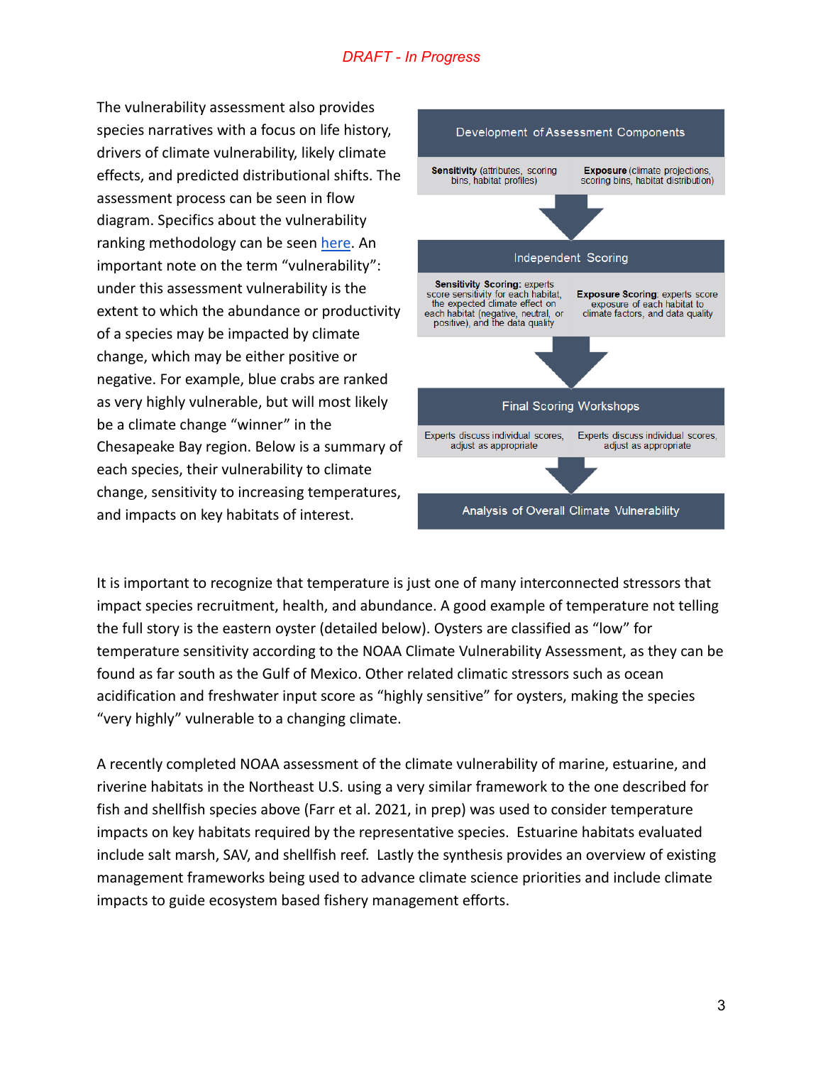*DRAFT - In Progress*

The vulnerability assessment also provides species narratives with a focus on life history, drivers of climate vulnerability, likely climate effects, and predicted distributional shifts. The assessment process can be seen in flow diagram. Specifics about the vulnerability ranking methodology can be seen [here](). An important note on the term "vulnerability": under this assessment vulnerability is the extent to which the abundance or productivity of a species may be impacted by climate change, which may be either positive or negative. For example, blue crabs are ranked as very highly vulnerable, but will most likely be a climate change "winner" in the Chesapeake Bay region. Below is a summary of each species, their vulnerability to climate change, sensitivity to increasing temperatures, and impacts on key habitats of interest.

**Development of Assessment Components**

| Sensitivity | Exposure |
|---|---|
| **Sensitivity** (attributes, scoring bins, habitat profiles) | **Exposure** (climate projections, scoring bins, habitat distribution) |

↓

**Independent Scoring**

| Sensitivity Scoring | Exposure Scoring |
|---|---|
| **Sensitivity Scoring:** experts score sensitivity for each habitat, the expected climate effect on each habitat (negative, neutral, or positive), and the data quality | **Exposure Scoring**: experts score exposure of each habitat to climate factors, and data quality |

↓

**Final Scoring Workshops**

| Sensitivity | Exposure |
|---|---|
| Experts discuss individual scores, adjust as appropriate | Experts discuss individual scores, adjust as appropriate |

↓

**Analysis of Overall Climate Vulnerability**

It is important to recognize that temperature is just one of many interconnected stressors that impact species recruitment, health, and abundance. A good example of temperature not telling the full story is the eastern oyster (detailed below). Oysters are classified as "low" for temperature sensitivity according to the NOAA Climate Vulnerability Assessment, as they can be found as far south as the Gulf of Mexico. Other related climatic stressors such as ocean acidification and freshwater input score as "highly sensitive" for oysters, making the species "very highly" vulnerable to a changing climate.

A recently completed NOAA assessment of the climate vulnerability of marine, estuarine, and riverine habitats in the Northeast U.S. using a very similar framework to the one described for fish and shellfish species above (Farr et al. 2021, in prep) was used to consider temperature impacts on key habitats required by the representative species. Estuarine habitats evaluated include salt marsh, SAV, and shellfish reef. Lastly the synthesis provides an overview of existing management frameworks being used to advance climate science priorities and include climate impacts to guide ecosystem based fishery management efforts.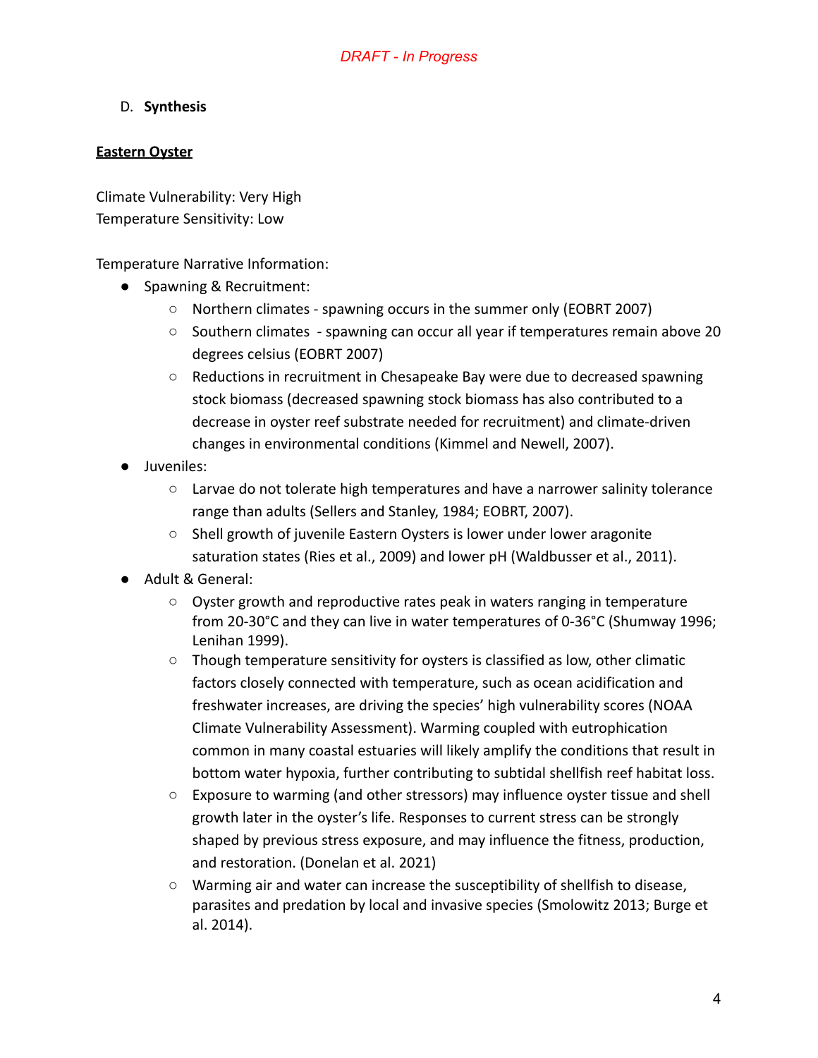*DRAFT - In Progress*

D. **Synthesis**

**Eastern Oyster**

Climate Vulnerability: Very High
Temperature Sensitivity: Low

Temperature Narrative Information:

- Spawning & Recruitment:
  - Northern climates - spawning occurs in the summer only (EOBRT 2007)
  - Southern climates - spawning can occur all year if temperatures remain above 20 degrees celsius (EOBRT 2007)
  - Reductions in recruitment in Chesapeake Bay were due to decreased spawning stock biomass (decreased spawning stock biomass has also contributed to a decrease in oyster reef substrate needed for recruitment) and climate-driven changes in environmental conditions (Kimmel and Newell, 2007).
- Juveniles:
  - Larvae do not tolerate high temperatures and have a narrower salinity tolerance range than adults (Sellers and Stanley, 1984; EOBRT, 2007).
  - Shell growth of juvenile Eastern Oysters is lower under lower aragonite saturation states (Ries et al., 2009) and lower pH (Waldbusser et al., 2011).
- Adult & General:
  - Oyster growth and reproductive rates peak in waters ranging in temperature from 20-30°C and they can live in water temperatures of 0-36°C (Shumway 1996; Lenihan 1999).
  - Though temperature sensitivity for oysters is classified as low, other climatic factors closely connected with temperature, such as ocean acidification and freshwater increases, are driving the species' high vulnerability scores (NOAA Climate Vulnerability Assessment). Warming coupled with eutrophication common in many coastal estuaries will likely amplify the conditions that result in bottom water hypoxia, further contributing to subtidal shellfish reef habitat loss.
  - Exposure to warming (and other stressors) may influence oyster tissue and shell growth later in the oyster's life. Responses to current stress can be strongly shaped by previous stress exposure, and may influence the fitness, production, and restoration. (Donelan et al. 2021)
  - Warming air and water can increase the susceptibility of shellfish to disease, parasites and predation by local and invasive species (Smolowitz 2013; Burge et al. 2014).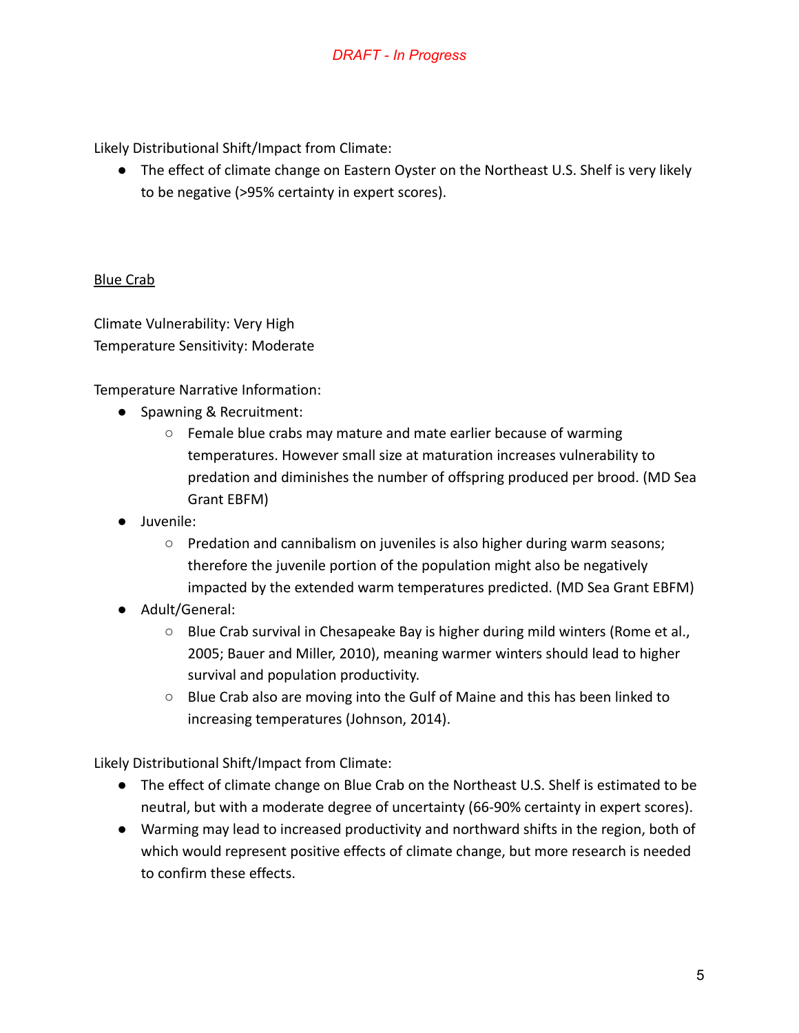*DRAFT - In Progress*

Likely Distributional Shift/Impact from Climate:

- The effect of climate change on Eastern Oyster on the Northeast U.S. Shelf is very likely to be negative (>95% certainty in expert scores).

## Blue Crab

Climate Vulnerability: Very High
Temperature Sensitivity: Moderate

Temperature Narrative Information:

- Spawning & Recruitment:
  - Female blue crabs may mature and mate earlier because of warming temperatures. However small size at maturation increases vulnerability to predation and diminishes the number of offspring produced per brood. (MD Sea Grant EBFM)
- Juvenile:
  - Predation and cannibalism on juveniles is also higher during warm seasons; therefore the juvenile portion of the population might also be negatively impacted by the extended warm temperatures predicted. (MD Sea Grant EBFM)
- Adult/General:
  - Blue Crab survival in Chesapeake Bay is higher during mild winters (Rome et al., 2005; Bauer and Miller, 2010), meaning warmer winters should lead to higher survival and population productivity.
  - Blue Crab also are moving into the Gulf of Maine and this has been linked to increasing temperatures (Johnson, 2014).

Likely Distributional Shift/Impact from Climate:

- The effect of climate change on Blue Crab on the Northeast U.S. Shelf is estimated to be neutral, but with a moderate degree of uncertainty (66-90% certainty in expert scores).
- Warming may lead to increased productivity and northward shifts in the region, both of which would represent positive effects of climate change, but more research is needed to confirm these effects.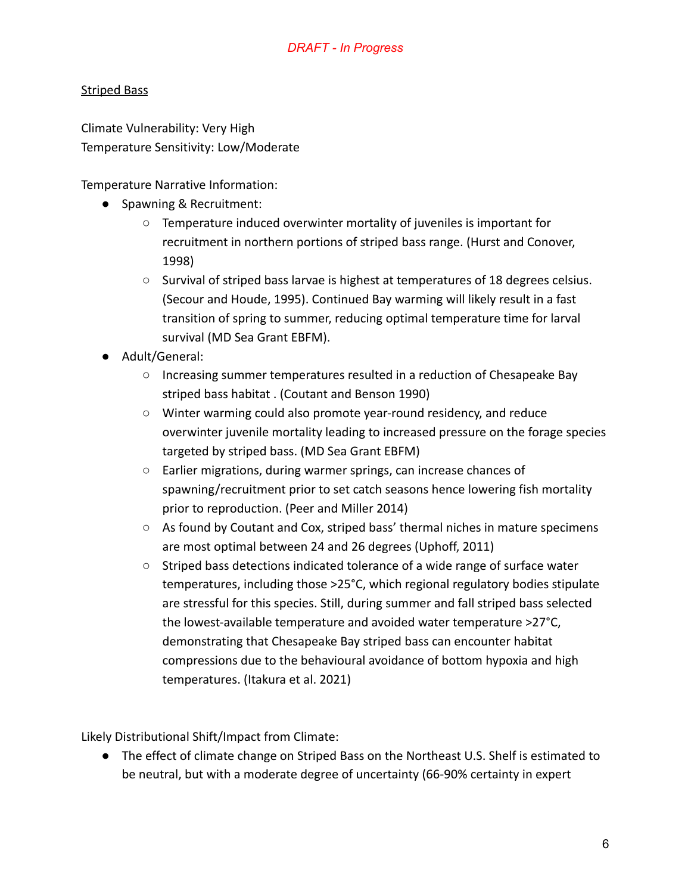*DRAFT - In Progress*

Striped Bass

Climate Vulnerability: Very High
Temperature Sensitivity: Low/Moderate

Temperature Narrative Information:

- Spawning & Recruitment:
  - Temperature induced overwinter mortality of juveniles is important for recruitment in northern portions of striped bass range. (Hurst and Conover, 1998)
  - Survival of striped bass larvae is highest at temperatures of 18 degrees celsius. (Secour and Houde, 1995). Continued Bay warming will likely result in a fast transition of spring to summer, reducing optimal temperature time for larval survival (MD Sea Grant EBFM).
- Adult/General:
  - Increasing summer temperatures resulted in a reduction of Chesapeake Bay striped bass habitat . (Coutant and Benson 1990)
  - Winter warming could also promote year-round residency, and reduce overwinter juvenile mortality leading to increased pressure on the forage species targeted by striped bass. (MD Sea Grant EBFM)
  - Earlier migrations, during warmer springs, can increase chances of spawning/recruitment prior to set catch seasons hence lowering fish mortality prior to reproduction. (Peer and Miller 2014)
  - As found by Coutant and Cox, striped bass' thermal niches in mature specimens are most optimal between 24 and 26 degrees (Uphoff, 2011)
  - Striped bass detections indicated tolerance of a wide range of surface water temperatures, including those >25°C, which regional regulatory bodies stipulate are stressful for this species. Still, during summer and fall striped bass selected the lowest-available temperature and avoided water temperature >27°C, demonstrating that Chesapeake Bay striped bass can encounter habitat compressions due to the behavioural avoidance of bottom hypoxia and high temperatures. (Itakura et al. 2021)

Likely Distributional Shift/Impact from Climate:

- The effect of climate change on Striped Bass on the Northeast U.S. Shelf is estimated to be neutral, but with a moderate degree of uncertainty (66-90% certainty in expert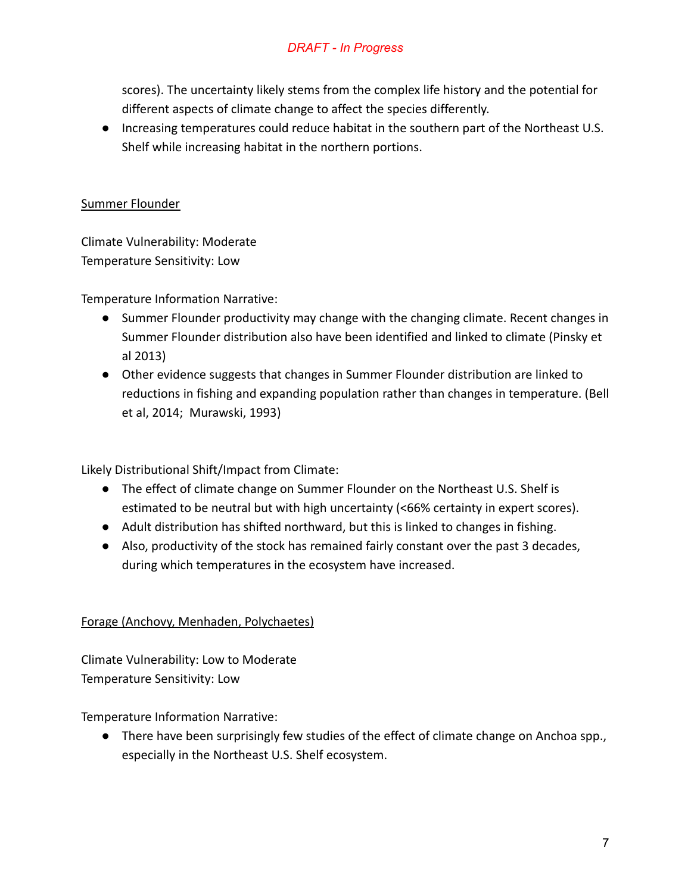scores). The uncertainty likely stems from the complex life history and the potential for different aspects of climate change to affect the species differently.

- Increasing temperatures could reduce habitat in the southern part of the Northeast U.S. Shelf while increasing habitat in the northern portions.

<u>Summer Flounder</u>

Climate Vulnerability: Moderate
Temperature Sensitivity: Low

Temperature Information Narrative:

- Summer Flounder productivity may change with the changing climate. Recent changes in Summer Flounder distribution also have been identified and linked to climate (Pinsky et al 2013)
- Other evidence suggests that changes in Summer Flounder distribution are linked to reductions in fishing and expanding population rather than changes in temperature. (Bell et al, 2014; Murawski, 1993)

Likely Distributional Shift/Impact from Climate:

- The effect of climate change on Summer Flounder on the Northeast U.S. Shelf is estimated to be neutral but with high uncertainty (<66% certainty in expert scores).
- Adult distribution has shifted northward, but this is linked to changes in fishing.
- Also, productivity of the stock has remained fairly constant over the past 3 decades, during which temperatures in the ecosystem have increased.

<u>Forage (Anchovy, Menhaden, Polychaetes)</u>

Climate Vulnerability: Low to Moderate
Temperature Sensitivity: Low

Temperature Information Narrative:

- There have been surprisingly few studies of the effect of climate change on Anchoa spp., especially in the Northeast U.S. Shelf ecosystem.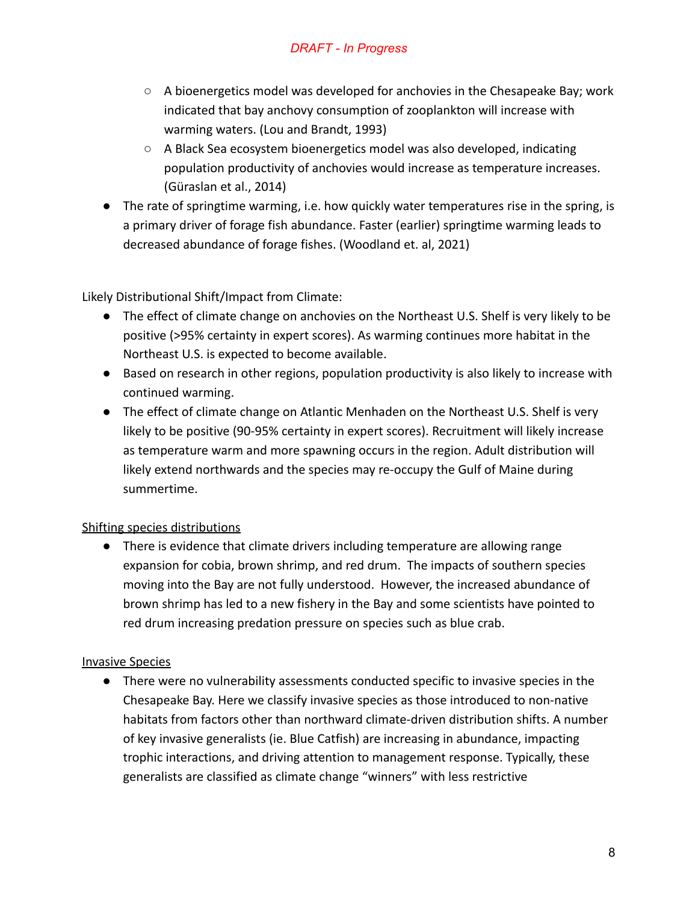- A bioenergetics model was developed for anchovies in the Chesapeake Bay; work indicated that bay anchovy consumption of zooplankton will increase with warming waters. (Lou and Brandt, 1993)
    - A Black Sea ecosystem bioenergetics model was also developed, indicating population productivity of anchovies would increase as temperature increases. (Güraslan et al., 2014)
- The rate of springtime warming, i.e. how quickly water temperatures rise in the spring, is a primary driver of forage fish abundance. Faster (earlier) springtime warming leads to decreased abundance of forage fishes. (Woodland et. al, 2021)

Likely Distributional Shift/Impact from Climate:

- The effect of climate change on anchovies on the Northeast U.S. Shelf is very likely to be positive (>95% certainty in expert scores). As warming continues more habitat in the Northeast U.S. is expected to become available.
- Based on research in other regions, population productivity is also likely to increase with continued warming.
- The effect of climate change on Atlantic Menhaden on the Northeast U.S. Shelf is very likely to be positive (90-95% certainty in expert scores). Recruitment will likely increase as temperature warm and more spawning occurs in the region. Adult distribution will likely extend northwards and the species may re-occupy the Gulf of Maine during summertime.

<u>Shifting species distributions</u>

- There is evidence that climate drivers including temperature are allowing range expansion for cobia, brown shrimp, and red drum. The impacts of southern species moving into the Bay are not fully understood. However, the increased abundance of brown shrimp has led to a new fishery in the Bay and some scientists have pointed to red drum increasing predation pressure on species such as blue crab.

<u>Invasive Species</u>

- There were no vulnerability assessments conducted specific to invasive species in the Chesapeake Bay. Here we classify invasive species as those introduced to non-native habitats from factors other than northward climate-driven distribution shifts. A number of key invasive generalists (ie. Blue Catfish) are increasing in abundance, impacting trophic interactions, and driving attention to management response. Typically, these generalists are classified as climate change "winners" with less restrictive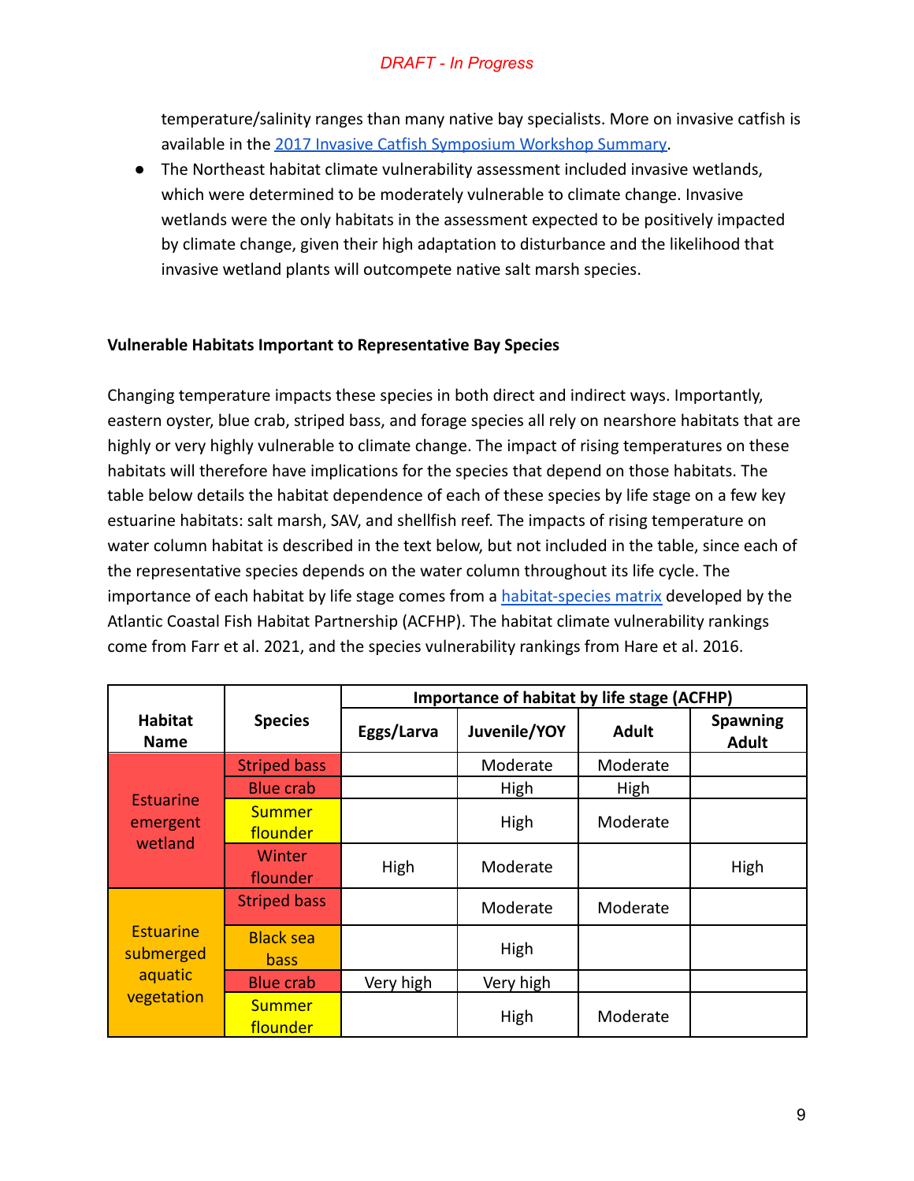temperature/salinity ranges than many native bay specialists. More on invasive catfish is available in the [2017 Invasive Catfish Symposium Workshop Summary](#).

- The Northeast habitat climate vulnerability assessment included invasive wetlands, which were determined to be moderately vulnerable to climate change. Invasive wetlands were the only habitats in the assessment expected to be positively impacted by climate change, given their high adaptation to disturbance and the likelihood that invasive wetland plants will outcompete native salt marsh species.

**Vulnerable Habitats Important to Representative Bay Species**

Changing temperature impacts these species in both direct and indirect ways. Importantly, eastern oyster, blue crab, striped bass, and forage species all rely on nearshore habitats that are highly or very highly vulnerable to climate change. The impact of rising temperatures on these habitats will therefore have implications for the species that depend on those habitats. The table below details the habitat dependence of each of these species by life stage on a few key estuarine habitats: salt marsh, SAV, and shellfish reef. The impacts of rising temperature on water column habitat is described in the text below, but not included in the table, since each of the representative species depends on the water column throughout its life cycle. The importance of each habitat by life stage comes from a [habitat-species matrix](#) developed by the Atlantic Coastal Fish Habitat Partnership (ACFHP). The habitat climate vulnerability rankings come from Farr et al. 2021, and the species vulnerability rankings from Hare et al. 2016.

| Habitat Name | Species | Importance of habitat by life stage (ACFHP) | | | |
|---|---|---|---|---|---|
| | | Eggs/Larva | Juvenile/YOY | Adult | Spawning Adult |
| Estuarine emergent wetland | Striped bass | | Moderate | Moderate | |
| | Blue crab | | High | High | |
| | Summer flounder | | High | Moderate | |
| | Winter flounder | High | Moderate | | High |
| Estuarine submerged aquatic vegetation | Striped bass | | Moderate | Moderate | |
| | Black sea bass | | High | | |
| | Blue crab | Very high | Very high | | |
| | Summer flounder | | High | Moderate | |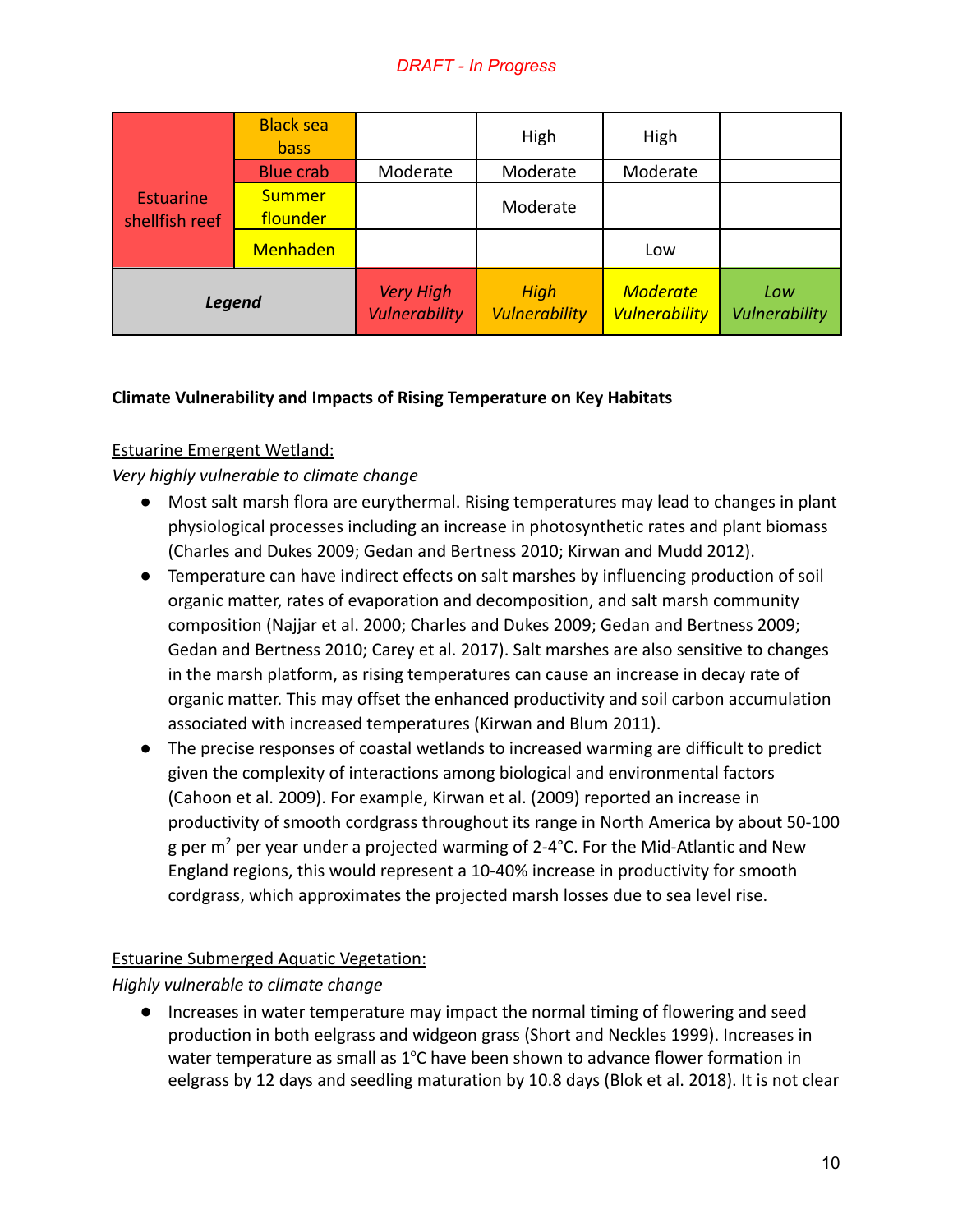*DRAFT - In Progress*

| Estuarine shellfish reef | Black sea bass | | High | High | |
|---|---|---|---|---|---|
| | Blue crab | Moderate | Moderate | Moderate | |
| | Summer flounder | | Moderate | | |
| | Menhaden | | | Low | |
| ***Legend*** | | *Very High Vulnerability* | *High Vulnerability* | *Moderate Vulnerability* | *Low Vulnerability* |

**Climate Vulnerability and Impacts of Rising Temperature on Key Habitats**

Estuarine Emergent Wetland:

*Very highly vulnerable to climate change*

- Most salt marsh flora are eurythermal. Rising temperatures may lead to changes in plant physiological processes including an increase in photosynthetic rates and plant biomass (Charles and Dukes 2009; Gedan and Bertness 2010; Kirwan and Mudd 2012).
- Temperature can have indirect effects on salt marshes by influencing production of soil organic matter, rates of evaporation and decomposition, and salt marsh community composition (Najjar et al. 2000; Charles and Dukes 2009; Gedan and Bertness 2009; Gedan and Bertness 2010; Carey et al. 2017). Salt marshes are also sensitive to changes in the marsh platform, as rising temperatures can cause an increase in decay rate of organic matter. This may offset the enhanced productivity and soil carbon accumulation associated with increased temperatures (Kirwan and Blum 2011).
- The precise responses of coastal wetlands to increased warming are difficult to predict given the complexity of interactions among biological and environmental factors (Cahoon et al. 2009). For example, Kirwan et al. (2009) reported an increase in productivity of smooth cordgrass throughout its range in North America by about 50-100 g per $m^2$ per year under a projected warming of 2-4°C. For the Mid-Atlantic and New England regions, this would represent a 10-40% increase in productivity for smooth cordgrass, which approximates the projected marsh losses due to sea level rise.

Estuarine Submerged Aquatic Vegetation:

*Highly vulnerable to climate change*

- Increases in water temperature may impact the normal timing of flowering and seed production in both eelgrass and widgeon grass (Short and Neckles 1999). Increases in water temperature as small as 1°C have been shown to advance flower formation in eelgrass by 12 days and seedling maturation by 10.8 days (Blok et al. 2018). It is not clear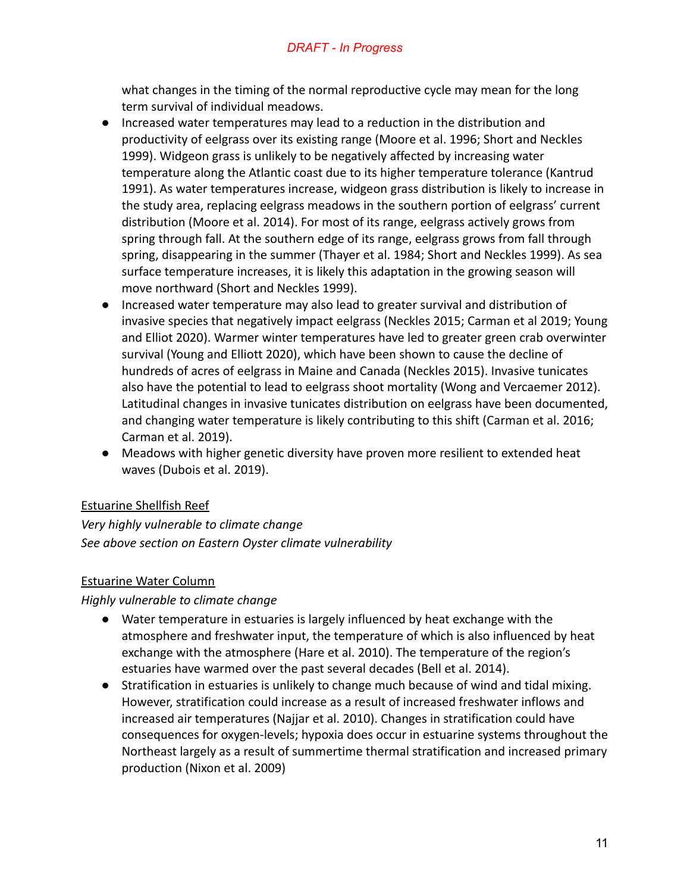what changes in the timing of the normal reproductive cycle may mean for the long term survival of individual meadows.

- Increased water temperatures may lead to a reduction in the distribution and productivity of eelgrass over its existing range (Moore et al. 1996; Short and Neckles 1999). Widgeon grass is unlikely to be negatively affected by increasing water temperature along the Atlantic coast due to its higher temperature tolerance (Kantrud 1991). As water temperatures increase, widgeon grass distribution is likely to increase in the study area, replacing eelgrass meadows in the southern portion of eelgrass' current distribution (Moore et al. 2014). For most of its range, eelgrass actively grows from spring through fall. At the southern edge of its range, eelgrass grows from fall through spring, disappearing in the summer (Thayer et al. 1984; Short and Neckles 1999). As sea surface temperature increases, it is likely this adaptation in the growing season will move northward (Short and Neckles 1999).
- Increased water temperature may also lead to greater survival and distribution of invasive species that negatively impact eelgrass (Neckles 2015; Carman et al 2019; Young and Elliot 2020). Warmer winter temperatures have led to greater green crab overwinter survival (Young and Elliott 2020), which have been shown to cause the decline of hundreds of acres of eelgrass in Maine and Canada (Neckles 2015). Invasive tunicates also have the potential to lead to eelgrass shoot mortality (Wong and Vercaemer 2012). Latitudinal changes in invasive tunicates distribution on eelgrass have been documented, and changing water temperature is likely contributing to this shift (Carman et al. 2016; Carman et al. 2019).
- Meadows with higher genetic diversity have proven more resilient to extended heat waves (Dubois et al. 2019).

<u>Estuarine Shellfish Reef</u>

*Very highly vulnerable to climate change*

*See above section on Eastern Oyster climate vulnerability*

<u>Estuarine Water Column</u>

*Highly vulnerable to climate change*

- Water temperature in estuaries is largely influenced by heat exchange with the atmosphere and freshwater input, the temperature of which is also influenced by heat exchange with the atmosphere (Hare et al. 2010). The temperature of the region's estuaries have warmed over the past several decades (Bell et al. 2014).
- Stratification in estuaries is unlikely to change much because of wind and tidal mixing. However, stratification could increase as a result of increased freshwater inflows and increased air temperatures (Najjar et al. 2010). Changes in stratification could have consequences for oxygen-levels; hypoxia does occur in estuarine systems throughout the Northeast largely as a result of summertime thermal stratification and increased primary production (Nixon et al. 2009)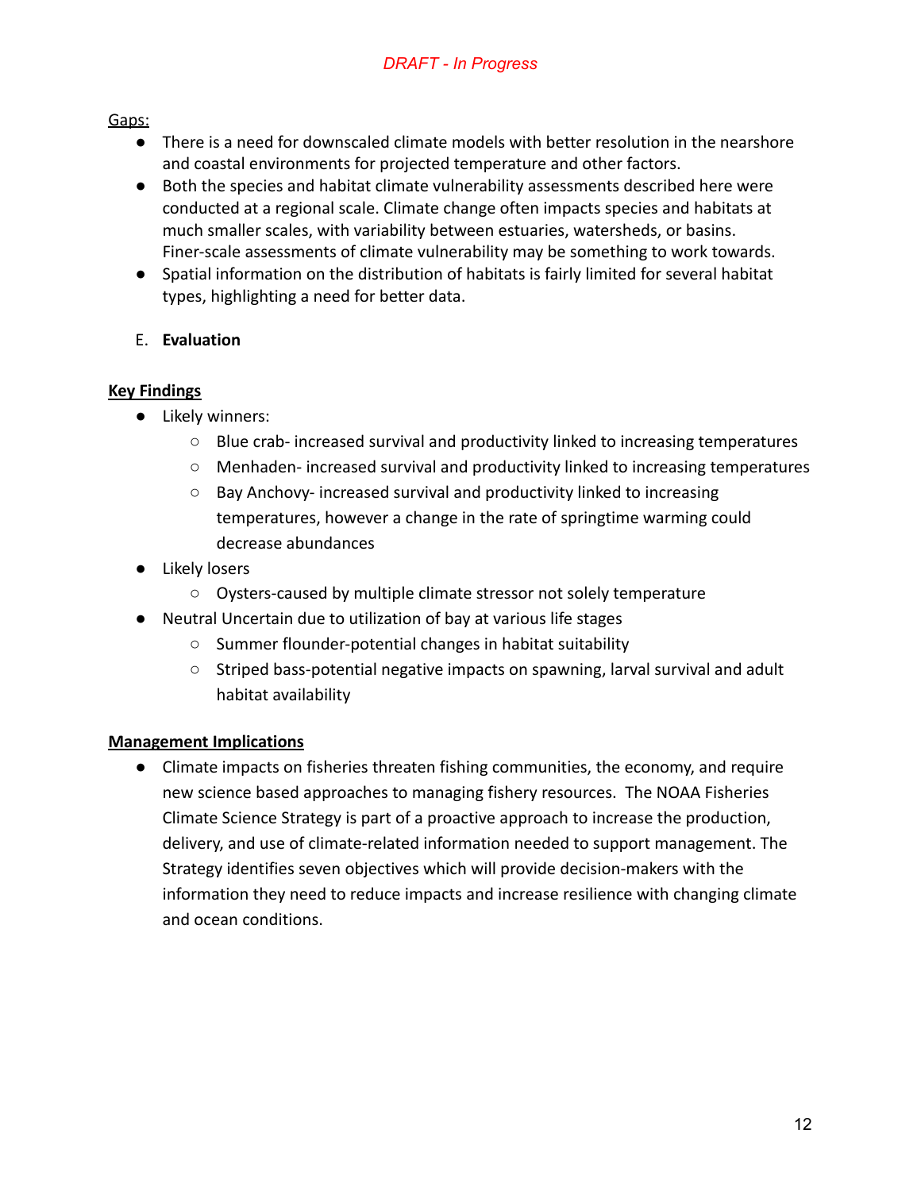Gaps:

- There is a need for downscaled climate models with better resolution in the nearshore and coastal environments for projected temperature and other factors.
- Both the species and habitat climate vulnerability assessments described here were conducted at a regional scale. Climate change often impacts species and habitats at much smaller scales, with variability between estuaries, watersheds, or basins. Finer-scale assessments of climate vulnerability may be something to work towards.
- Spatial information on the distribution of habitats is fairly limited for several habitat types, highlighting a need for better data.

E. **Evaluation**

**Key Findings**

- Likely winners:
  - Blue crab- increased survival and productivity linked to increasing temperatures
  - Menhaden- increased survival and productivity linked to increasing temperatures
  - Bay Anchovy- increased survival and productivity linked to increasing temperatures, however a change in the rate of springtime warming could decrease abundances
- Likely losers
  - Oysters-caused by multiple climate stressor not solely temperature
- Neutral Uncertain due to utilization of bay at various life stages
  - Summer flounder-potential changes in habitat suitability
  - Striped bass-potential negative impacts on spawning, larval survival and adult habitat availability

**Management Implications**

- Climate impacts on fisheries threaten fishing communities, the economy, and require new science based approaches to managing fishery resources. The NOAA Fisheries Climate Science Strategy is part of a proactive approach to increase the production, delivery, and use of climate-related information needed to support management. The Strategy identifies seven objectives which will provide decision-makers with the information they need to reduce impacts and increase resilience with changing climate and ocean conditions.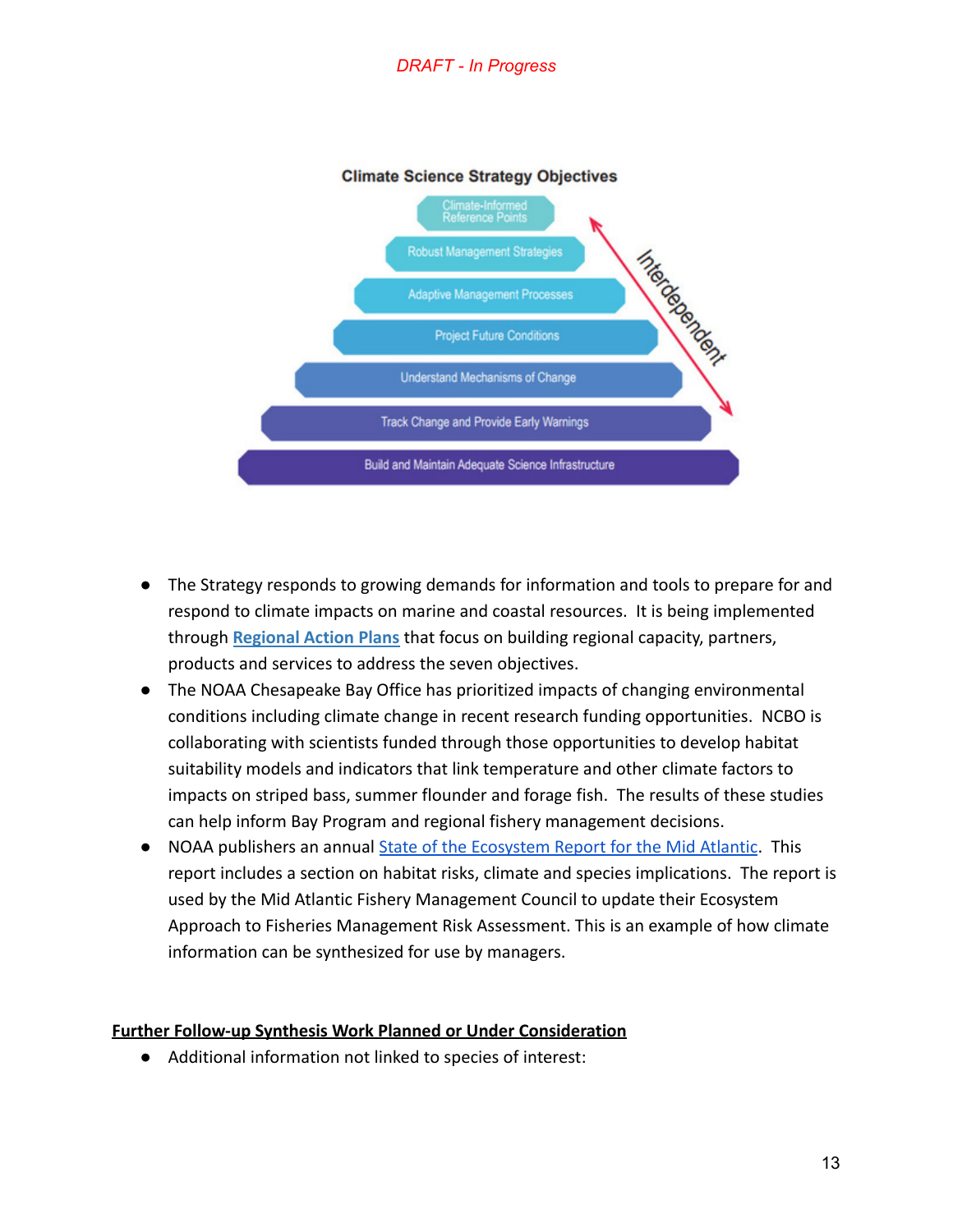**Climate Science Strategy Objectives**

- Climate-Informed Reference Points
- Robust Management Strategies
- Adaptive Management Processes
- Project Future Conditions
- Understand Mechanisms of Change
- Track Change and Provide Early Warnings
- Build and Maintain Adequate Science Infrastructure

Interdependent

- The Strategy responds to growing demands for information and tools to prepare for and respond to climate impacts on marine and coastal resources. It is being implemented through **Regional Action Plans** that focus on building regional capacity, partners, products and services to address the seven objectives.
- The NOAA Chesapeake Bay Office has prioritized impacts of changing environmental conditions including climate change in recent research funding opportunities. NCBO is collaborating with scientists funded through those opportunities to develop habitat suitability models and indicators that link temperature and other climate factors to impacts on striped bass, summer flounder and forage fish. The results of these studies can help inform Bay Program and regional fishery management decisions.
- NOAA publishers an annual State of the Ecosystem Report for the Mid Atlantic. This report includes a section on habitat risks, climate and species implications. The report is used by the Mid Atlantic Fishery Management Council to update their Ecosystem Approach to Fisheries Management Risk Assessment. This is an example of how climate information can be synthesized for use by managers.

**Further Follow-up Synthesis Work Planned or Under Consideration**

- Additional information not linked to species of interest: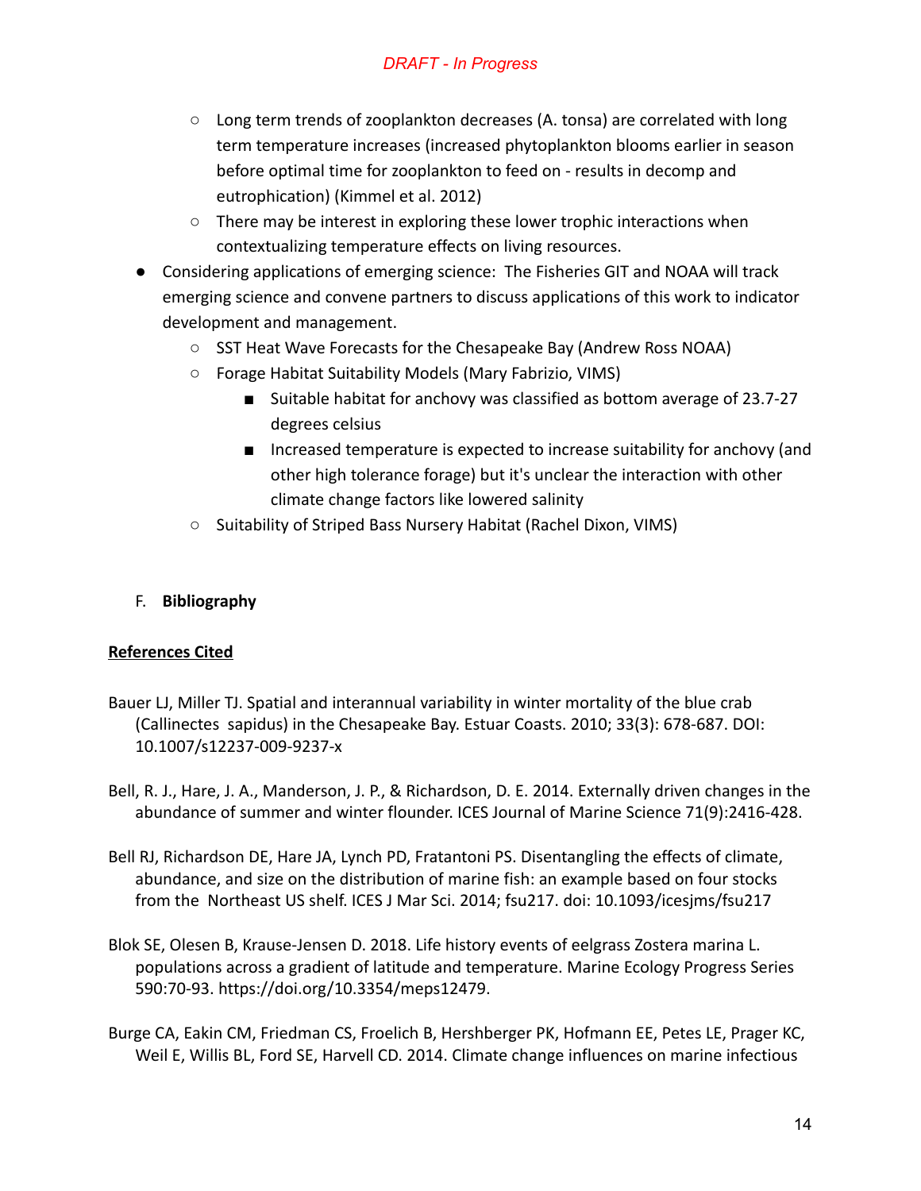- Long term trends of zooplankton decreases (A. tonsa) are correlated with long term temperature increases (increased phytoplankton blooms earlier in season before optimal time for zooplankton to feed on - results in decomp and eutrophication) (Kimmel et al. 2012)
    - There may be interest in exploring these lower trophic interactions when contextualizing temperature effects on living resources.
- Considering applications of emerging science: The Fisheries GIT and NOAA will track emerging science and convene partners to discuss applications of this work to indicator development and management.
    - SST Heat Wave Forecasts for the Chesapeake Bay (Andrew Ross NOAA)
    - Forage Habitat Suitability Models (Mary Fabrizio, VIMS)
        - Suitable habitat for anchovy was classified as bottom average of 23.7-27 degrees celsius
        - Increased temperature is expected to increase suitability for anchovy (and other high tolerance forage) but it's unclear the interaction with other climate change factors like lowered salinity
    - Suitability of Striped Bass Nursery Habitat (Rachel Dixon, VIMS)

F. **Bibliography**

**References Cited**

Bauer LJ, Miller TJ. Spatial and interannual variability in winter mortality of the blue crab (Callinectes sapidus) in the Chesapeake Bay. Estuar Coasts. 2010; 33(3): 678-687. DOI: 10.1007/s12237-009-9237-x

Bell, R. J., Hare, J. A., Manderson, J. P., & Richardson, D. E. 2014. Externally driven changes in the abundance of summer and winter flounder. ICES Journal of Marine Science 71(9):2416-428.

Bell RJ, Richardson DE, Hare JA, Lynch PD, Fratantoni PS. Disentangling the effects of climate, abundance, and size on the distribution of marine fish: an example based on four stocks from the Northeast US shelf. ICES J Mar Sci. 2014; fsu217. doi: 10.1093/icesjms/fsu217

Blok SE, Olesen B, Krause-Jensen D. 2018. Life history events of eelgrass Zostera marina L. populations across a gradient of latitude and temperature. Marine Ecology Progress Series 590:70-93. https://doi.org/10.3354/meps12479.

Burge CA, Eakin CM, Friedman CS, Froelich B, Hershberger PK, Hofmann EE, Petes LE, Prager KC, Weil E, Willis BL, Ford SE, Harvell CD. 2014. Climate change influences on marine infectious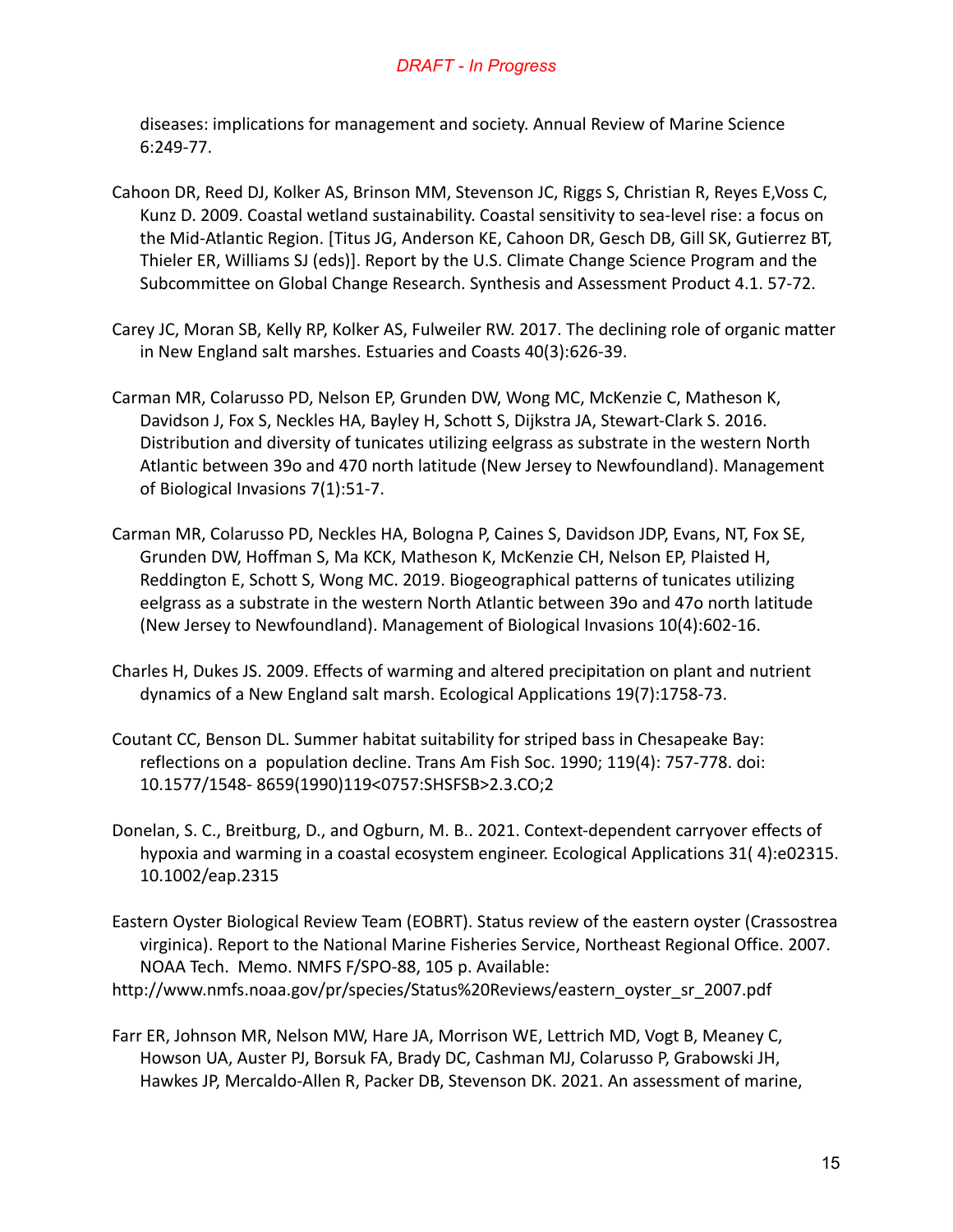diseases: implications for management and society. Annual Review of Marine Science 6:249-77.

Cahoon DR, Reed DJ, Kolker AS, Brinson MM, Stevenson JC, Riggs S, Christian R, Reyes E,Voss C, Kunz D. 2009. Coastal wetland sustainability. Coastal sensitivity to sea-level rise: a focus on the Mid-Atlantic Region. [Titus JG, Anderson KE, Cahoon DR, Gesch DB, Gill SK, Gutierrez BT, Thieler ER, Williams SJ (eds)]. Report by the U.S. Climate Change Science Program and the Subcommittee on Global Change Research. Synthesis and Assessment Product 4.1. 57-72.

Carey JC, Moran SB, Kelly RP, Kolker AS, Fulweiler RW. 2017. The declining role of organic matter in New England salt marshes. Estuaries and Coasts 40(3):626-39.

Carman MR, Colarusso PD, Nelson EP, Grunden DW, Wong MC, McKenzie C, Matheson K, Davidson J, Fox S, Neckles HA, Bayley H, Schott S, Dijkstra JA, Stewart-Clark S. 2016. Distribution and diversity of tunicates utilizing eelgrass as substrate in the western North Atlantic between 39o and 47o north latitude (New Jersey to Newfoundland). Management of Biological Invasions 7(1):51-7.

Carman MR, Colarusso PD, Neckles HA, Bologna P, Caines S, Davidson JDP, Evans, NT, Fox SE, Grunden DW, Hoffman S, Ma KCK, Matheson K, McKenzie CH, Nelson EP, Plaisted H, Reddington E, Schott S, Wong MC. 2019. Biogeographical patterns of tunicates utilizing eelgrass as a substrate in the western North Atlantic between 39o and 47o north latitude (New Jersey to Newfoundland). Management of Biological Invasions 10(4):602-16.

Charles H, Dukes JS. 2009. Effects of warming and altered precipitation on plant and nutrient dynamics of a New England salt marsh. Ecological Applications 19(7):1758-73.

Coutant CC, Benson DL. Summer habitat suitability for striped bass in Chesapeake Bay: reflections on a population decline. Trans Am Fish Soc. 1990; 119(4): 757-778. doi: 10.1577/1548- 8659(1990)119<0757:SHSFSB>2.3.CO;2

Donelan, S. C., Breitburg, D., and Ogburn, M. B.. 2021. Context-dependent carryover effects of hypoxia and warming in a coastal ecosystem engineer. Ecological Applications 31( 4):e02315. 10.1002/eap.2315

Eastern Oyster Biological Review Team (EOBRT). Status review of the eastern oyster (Crassostrea virginica). Report to the National Marine Fisheries Service, Northeast Regional Office. 2007. NOAA Tech. Memo. NMFS F/SPO-88, 105 p. Available:
http://www.nmfs.noaa.gov/pr/species/Status%20Reviews/eastern_oyster_sr_2007.pdf

Farr ER, Johnson MR, Nelson MW, Hare JA, Morrison WE, Lettrich MD, Vogt B, Meaney C, Howson UA, Auster PJ, Borsuk FA, Brady DC, Cashman MJ, Colarusso P, Grabowski JH, Hawkes JP, Mercaldo-Allen R, Packer DB, Stevenson DK. 2021. An assessment of marine,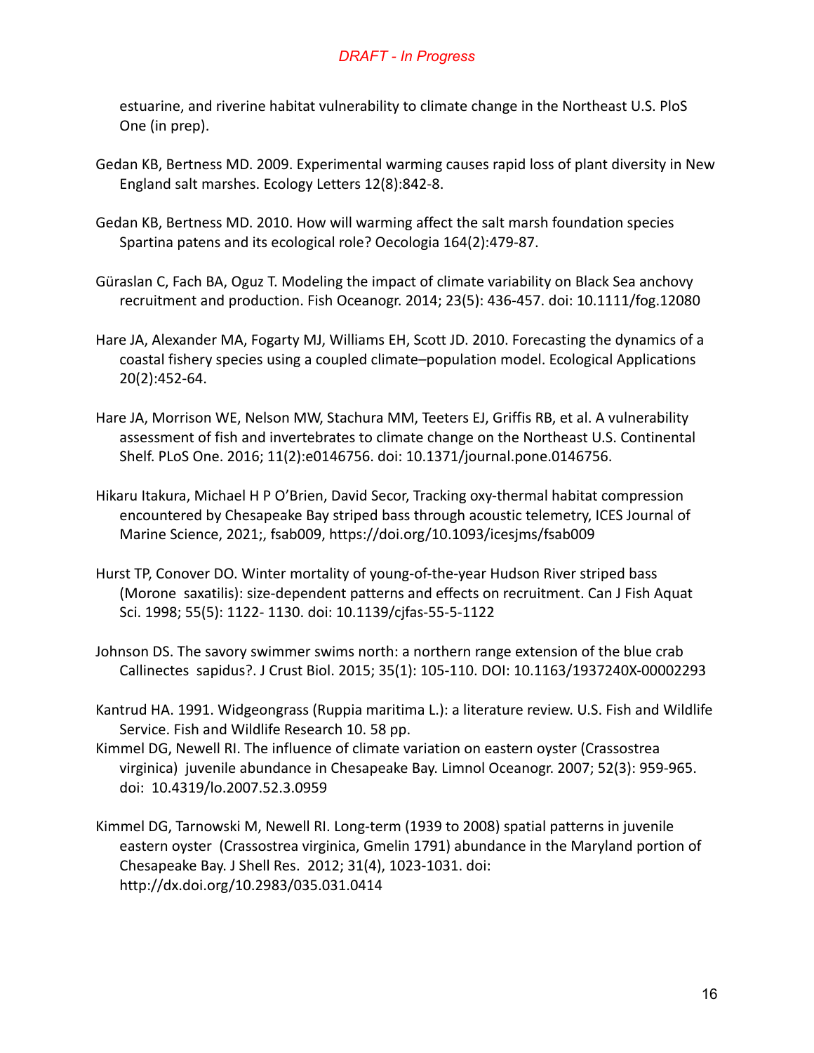estuarine, and riverine habitat vulnerability to climate change in the Northeast U.S. PloS One (in prep).

Gedan KB, Bertness MD. 2009. Experimental warming causes rapid loss of plant diversity in New England salt marshes. Ecology Letters 12(8):842-8.

Gedan KB, Bertness MD. 2010. How will warming affect the salt marsh foundation species Spartina patens and its ecological role? Oecologia 164(2):479-87.

Güraslan C, Fach BA, Oguz T. Modeling the impact of climate variability on Black Sea anchovy recruitment and production. Fish Oceanogr. 2014; 23(5): 436-457. doi: 10.1111/fog.12080

Hare JA, Alexander MA, Fogarty MJ, Williams EH, Scott JD. 2010. Forecasting the dynamics of a coastal fishery species using a coupled climate–population model. Ecological Applications 20(2):452-64.

Hare JA, Morrison WE, Nelson MW, Stachura MM, Teeters EJ, Griffis RB, et al. A vulnerability assessment of fish and invertebrates to climate change on the Northeast U.S. Continental Shelf. PLoS One. 2016; 11(2):e0146756. doi: 10.1371/journal.pone.0146756.

Hikaru Itakura, Michael H P O'Brien, David Secor, Tracking oxy-thermal habitat compression encountered by Chesapeake Bay striped bass through acoustic telemetry, ICES Journal of Marine Science, 2021;, fsab009, https://doi.org/10.1093/icesjms/fsab009

Hurst TP, Conover DO. Winter mortality of young-of-the-year Hudson River striped bass (Morone saxatilis): size-dependent patterns and effects on recruitment. Can J Fish Aquat Sci. 1998; 55(5): 1122- 1130. doi: 10.1139/cjfas-55-5-1122

Johnson DS. The savory swimmer swims north: a northern range extension of the blue crab Callinectes sapidus?. J Crust Biol. 2015; 35(1): 105-110. DOI: 10.1163/1937240X-00002293

Kantrud HA. 1991. Widgeongrass (Ruppia maritima L.): a literature review. U.S. Fish and Wildlife Service. Fish and Wildlife Research 10. 58 pp.

Kimmel DG, Newell RI. The influence of climate variation on eastern oyster (Crassostrea virginica) juvenile abundance in Chesapeake Bay. Limnol Oceanogr. 2007; 52(3): 959-965. doi: 10.4319/lo.2007.52.3.0959

Kimmel DG, Tarnowski M, Newell RI. Long-term (1939 to 2008) spatial patterns in juvenile eastern oyster (Crassostrea virginica, Gmelin 1791) abundance in the Maryland portion of Chesapeake Bay. J Shell Res. 2012; 31(4), 1023-1031. doi: http://dx.doi.org/10.2983/035.031.0414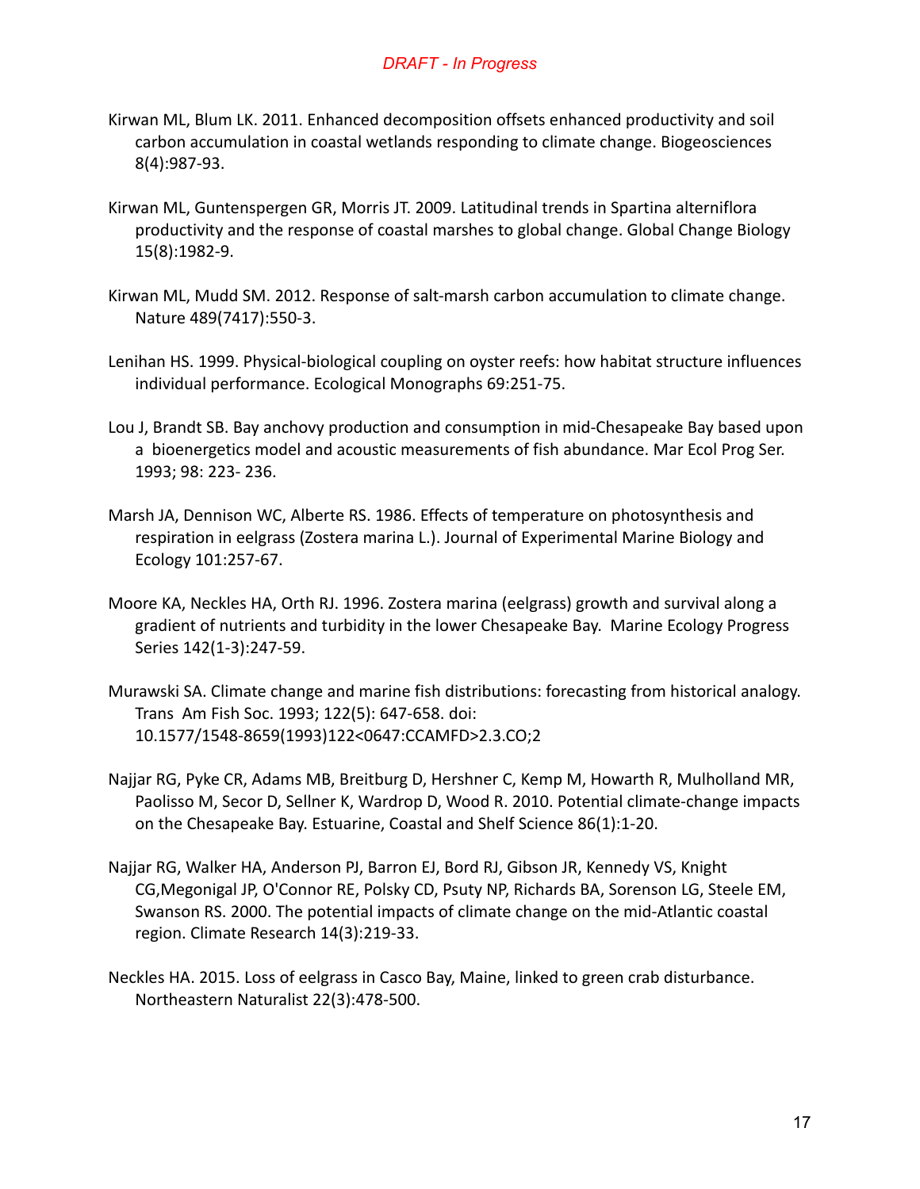*DRAFT - In Progress*

Kirwan ML, Blum LK. 2011. Enhanced decomposition offsets enhanced productivity and soil carbon accumulation in coastal wetlands responding to climate change. Biogeosciences 8(4):987-93.

Kirwan ML, Guntenspergen GR, Morris JT. 2009. Latitudinal trends in Spartina alterniflora productivity and the response of coastal marshes to global change. Global Change Biology 15(8):1982-9.

Kirwan ML, Mudd SM. 2012. Response of salt-marsh carbon accumulation to climate change. Nature 489(7417):550-3.

Lenihan HS. 1999. Physical-biological coupling on oyster reefs: how habitat structure influences individual performance. Ecological Monographs 69:251-75.

Lou J, Brandt SB. Bay anchovy production and consumption in mid-Chesapeake Bay based upon a bioenergetics model and acoustic measurements of fish abundance. Mar Ecol Prog Ser. 1993; 98: 223- 236.

Marsh JA, Dennison WC, Alberte RS. 1986. Effects of temperature on photosynthesis and respiration in eelgrass (Zostera marina L.). Journal of Experimental Marine Biology and Ecology 101:257-67.

Moore KA, Neckles HA, Orth RJ. 1996. Zostera marina (eelgrass) growth and survival along a gradient of nutrients and turbidity in the lower Chesapeake Bay. Marine Ecology Progress Series 142(1-3):247-59.

Murawski SA. Climate change and marine fish distributions: forecasting from historical analogy. Trans Am Fish Soc. 1993; 122(5): 647-658. doi: 10.1577/1548-8659(1993)122<0647:CCAMFD>2.3.CO;2

Najjar RG, Pyke CR, Adams MB, Breitburg D, Hershner C, Kemp M, Howarth R, Mulholland MR, Paolisso M, Secor D, Sellner K, Wardrop D, Wood R. 2010. Potential climate-change impacts on the Chesapeake Bay. Estuarine, Coastal and Shelf Science 86(1):1-20.

Najjar RG, Walker HA, Anderson PJ, Barron EJ, Bord RJ, Gibson JR, Kennedy VS, Knight CG,Megonigal JP, O'Connor RE, Polsky CD, Psuty NP, Richards BA, Sorenson LG, Steele EM, Swanson RS. 2000. The potential impacts of climate change on the mid-Atlantic coastal region. Climate Research 14(3):219-33.

Neckles HA. 2015. Loss of eelgrass in Casco Bay, Maine, linked to green crab disturbance. Northeastern Naturalist 22(3):478-500.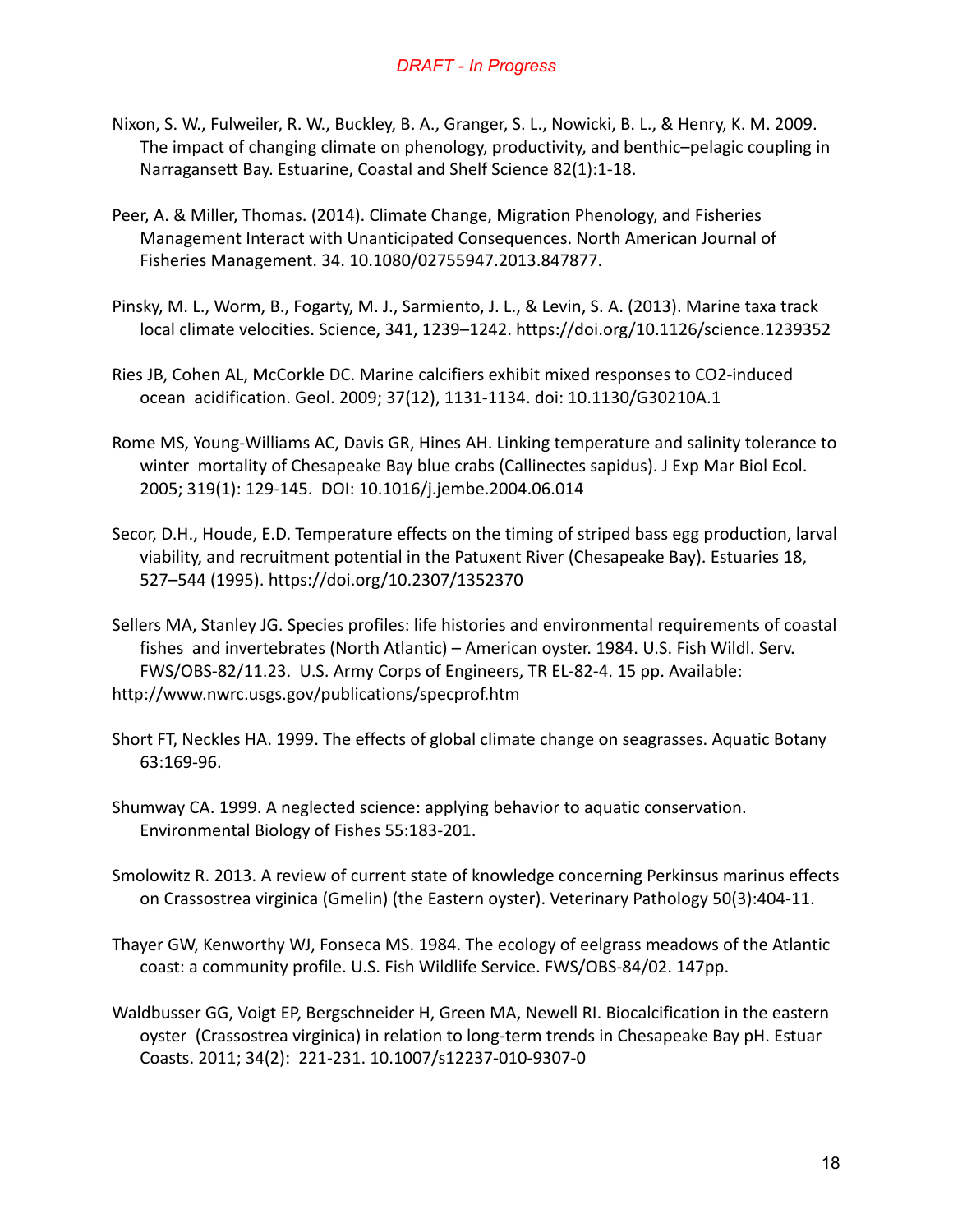Nixon, S. W., Fulweiler, R. W., Buckley, B. A., Granger, S. L., Nowicki, B. L., & Henry, K. M. 2009. The impact of changing climate on phenology, productivity, and benthic–pelagic coupling in Narragansett Bay. Estuarine, Coastal and Shelf Science 82(1):1-18.

Peer, A. & Miller, Thomas. (2014). Climate Change, Migration Phenology, and Fisheries Management Interact with Unanticipated Consequences. North American Journal of Fisheries Management. 34. 10.1080/02755947.2013.847877.

Pinsky, M. L., Worm, B., Fogarty, M. J., Sarmiento, J. L., & Levin, S. A. (2013). Marine taxa track local climate velocities. Science, 341, 1239–1242. https://doi.org/10.1126/science.1239352

Ries JB, Cohen AL, McCorkle DC. Marine calcifiers exhibit mixed responses to $CO_2$-induced ocean acidification. Geol. 2009; 37(12), 1131-1134. doi: 10.1130/G30210A.1

Rome MS, Young-Williams AC, Davis GR, Hines AH. Linking temperature and salinity tolerance to winter mortality of Chesapeake Bay blue crabs (Callinectes sapidus). J Exp Mar Biol Ecol. 2005; 319(1): 129-145. DOI: 10.1016/j.jembe.2004.06.014

Secor, D.H., Houde, E.D. Temperature effects on the timing of striped bass egg production, larval viability, and recruitment potential in the Patuxent River (Chesapeake Bay). Estuaries 18, 527–544 (1995). https://doi.org/10.2307/1352370

Sellers MA, Stanley JG. Species profiles: life histories and environmental requirements of coastal fishes and invertebrates (North Atlantic) – American oyster. 1984. U.S. Fish Wildl. Serv. FWS/OBS-82/11.23. U.S. Army Corps of Engineers, TR EL-82-4. 15 pp. Available: http://www.nwrc.usgs.gov/publications/specprof.htm

Short FT, Neckles HA. 1999. The effects of global climate change on seagrasses. Aquatic Botany 63:169-96.

Shumway CA. 1999. A neglected science: applying behavior to aquatic conservation. Environmental Biology of Fishes 55:183-201.

Smolowitz R. 2013. A review of current state of knowledge concerning Perkinsus marinus effects on Crassostrea virginica (Gmelin) (the Eastern oyster). Veterinary Pathology 50(3):404-11.

Thayer GW, Kenworthy WJ, Fonseca MS. 1984. The ecology of eelgrass meadows of the Atlantic coast: a community profile. U.S. Fish Wildlife Service. FWS/OBS-84/02. 147pp.

Waldbusser GG, Voigt EP, Bergschneider H, Green MA, Newell RI. Biocalcification in the eastern oyster (Crassostrea virginica) in relation to long-term trends in Chesapeake Bay pH. Estuar Coasts. 2011; 34(2): 221-231. 10.1007/s12237-010-9307-0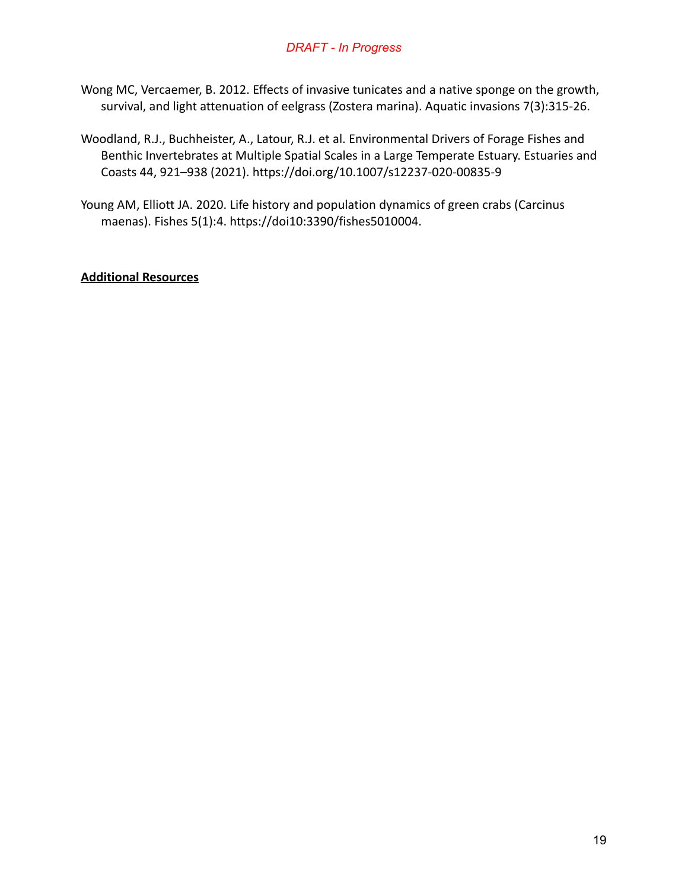Wong MC, Vercaemer, B. 2012. Effects of invasive tunicates and a native sponge on the growth, survival, and light attenuation of eelgrass (Zostera marina). Aquatic invasions 7(3):315-26.

Woodland, R.J., Buchheister, A., Latour, R.J. et al. Environmental Drivers of Forage Fishes and Benthic Invertebrates at Multiple Spatial Scales in a Large Temperate Estuary. Estuaries and Coasts 44, 921–938 (2021). https://doi.org/10.1007/s12237-020-00835-9

Young AM, Elliott JA. 2020. Life history and population dynamics of green crabs (Carcinus maenas). Fishes 5(1):4. https://doi10:3390/fishes5010004.

**Additional Resources**